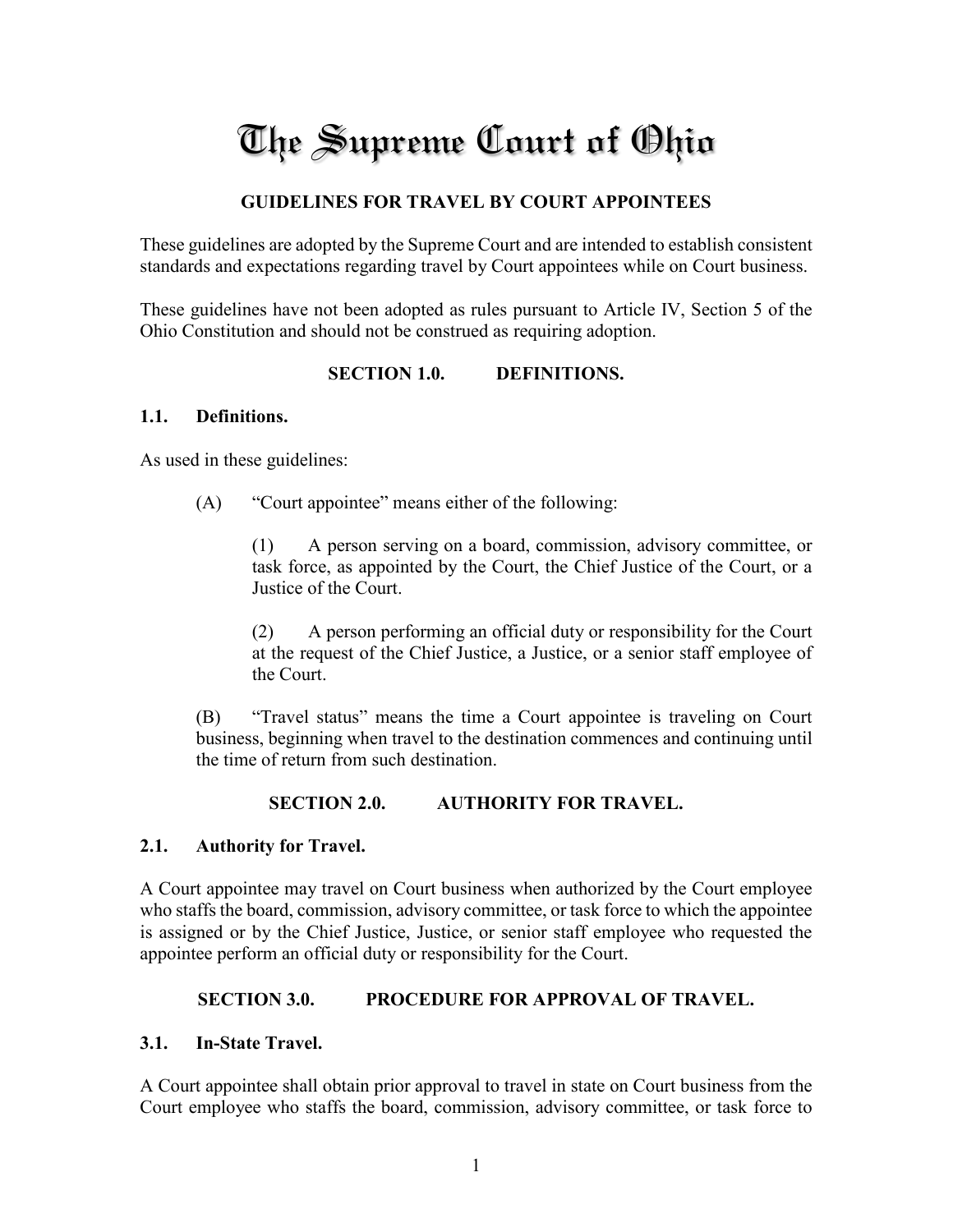# The Supreme Court of Ohio

## GUIDELINES FOR TRAVEL BY COURT APPOINTEES

These guidelines are adopted by the Supreme Court and are intended to establish consistent standards and expectations regarding travel by Court appointees while on Court business.

These guidelines have not been adopted as rules pursuant to Article IV, Section 5 of the Ohio Constitution and should not be construed as requiring adoption.

## SECTION 1.0. DEFINITIONS.

### 1.1. Definitions.

As used in these guidelines:

(A) "Court appointee" means either of the following:

(1) A person serving on a board, commission, advisory committee, or task force, as appointed by the Court, the Chief Justice of the Court, or a Justice of the Court.

(2) A person performing an official duty or responsibility for the Court at the request of the Chief Justice, a Justice, or a senior staff employee of the Court.

(B) "Travel status" means the time a Court appointee is traveling on Court business, beginning when travel to the destination commences and continuing until the time of return from such destination.

## SECTION 2.0. AUTHORITY FOR TRAVEL.

### 2.1. Authority for Travel.

A Court appointee may travel on Court business when authorized by the Court employee who staffs the board, commission, advisory committee, or task force to which the appointee is assigned or by the Chief Justice, Justice, or senior staff employee who requested the appointee perform an official duty or responsibility for the Court.

## SECTION 3.0. PROCEDURE FOR APPROVAL OF TRAVEL.

### 3.1. In-State Travel.

A Court appointee shall obtain prior approval to travel in state on Court business from the Court employee who staffs the board, commission, advisory committee, or task force to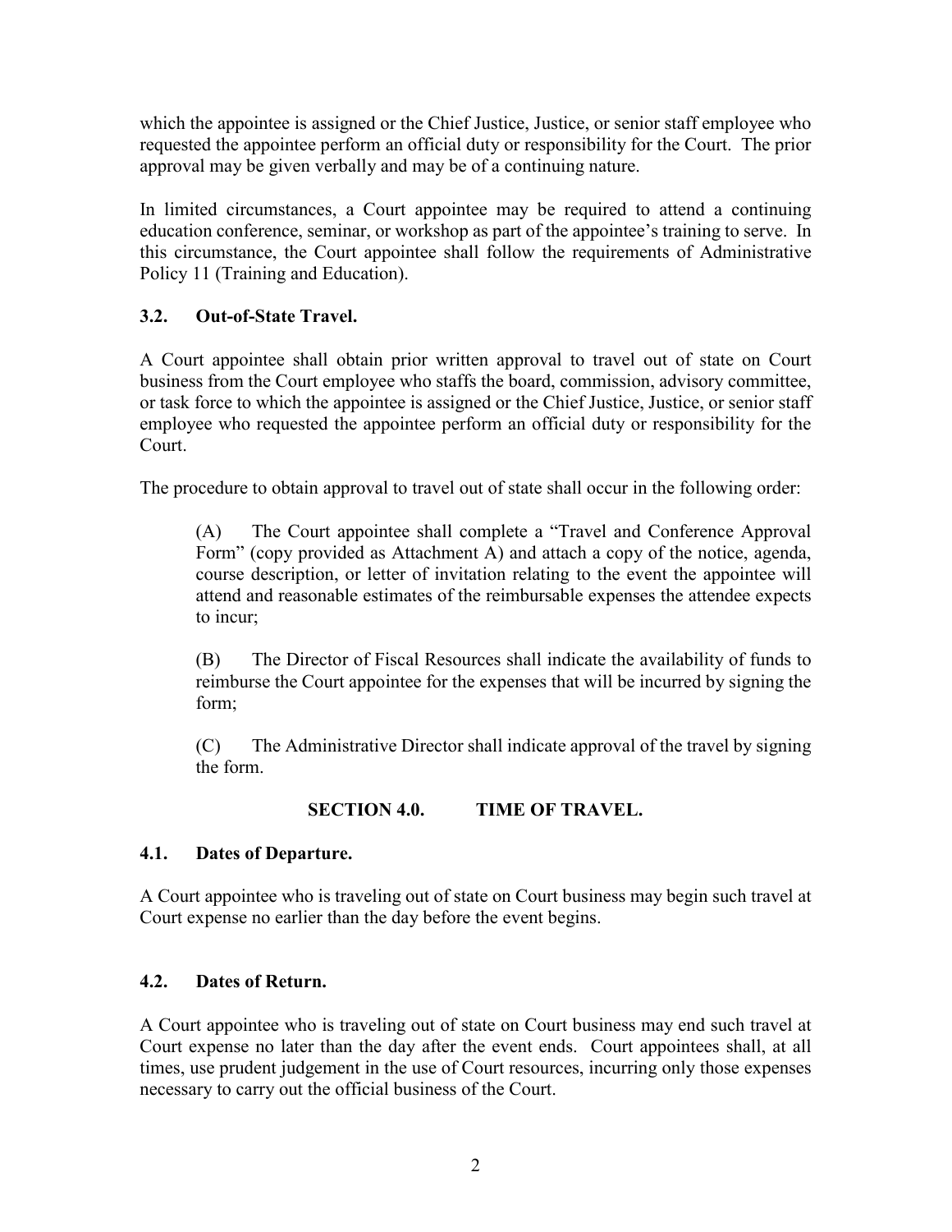which the appointee is assigned or the Chief Justice, Justice, or senior staff employee who requested the appointee perform an official duty or responsibility for the Court. The prior approval may be given verbally and may be of a continuing nature.

In limited circumstances, a Court appointee may be required to attend a continuing education conference, seminar, or workshop as part of the appointee's training to serve. In this circumstance, the Court appointee shall follow the requirements of Administrative Policy 11 (Training and Education).

### 3.2. Out-of-State Travel.

A Court appointee shall obtain prior written approval to travel out of state on Court business from the Court employee who staffs the board, commission, advisory committee, or task force to which the appointee is assigned or the Chief Justice, Justice, or senior staff employee who requested the appointee perform an official duty or responsibility for the Court.

The procedure to obtain approval to travel out of state shall occur in the following order:

> (A) The Court appointee shall complete a "Travel and Conference Approval Form" (copy provided as Attachment A) and attach a copy of the notice, agenda, course description, or letter of invitation relating to the event the appointee will attend and reasonable estimates of the reimbursable expenses the attendee expects to incur;
>
> (B) The Director of Fiscal Resources shall indicate the availability of funds to reimburse the Court appointee for the expenses that will be incurred by signing the form;
>
> (C) The Administrative Director shall indicate approval of the travel by signing the form.

## SECTION 4.0. TIME OF TRAVEL.

### 4.1. Dates of Departure.

A Court appointee who is traveling out of state on Court business may begin such travel at Court expense no earlier than the day before the event begins.

### 4.2. Dates of Return.

A Court appointee who is traveling out of state on Court business may end such travel at Court expense no later than the day after the event ends. Court appointees shall, at all times, use prudent judgement in the use of Court resources, incurring only those expenses necessary to carry out the official business of the Court.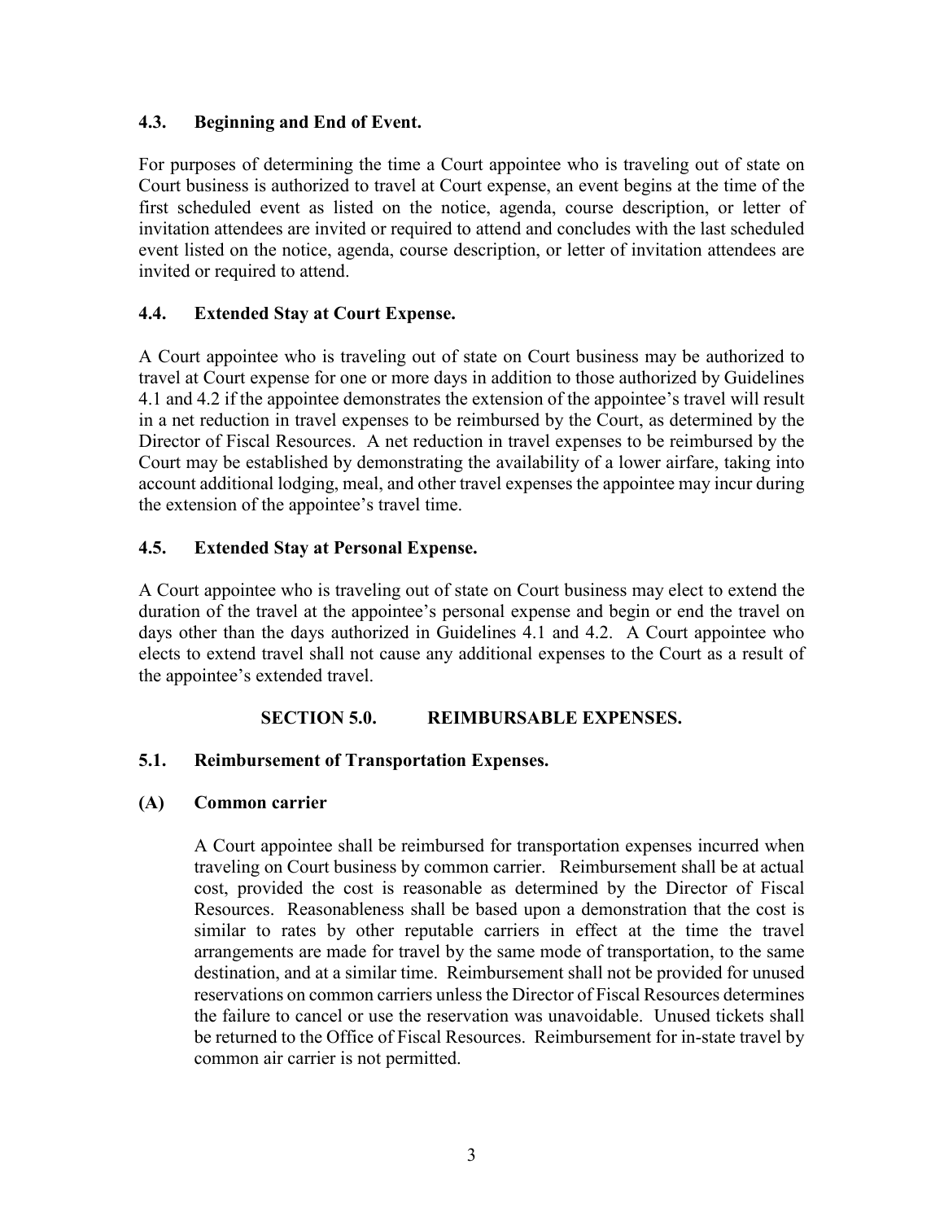### 4.3. Beginning and End of Event.

For purposes of determining the time a Court appointee who is traveling out of state on Court business is authorized to travel at Court expense, an event begins at the time of the first scheduled event as listed on the notice, agenda, course description, or letter of invitation attendees are invited or required to attend and concludes with the last scheduled event listed on the notice, agenda, course description, or letter of invitation attendees are invited or required to attend.

### 4.4. Extended Stay at Court Expense.

A Court appointee who is traveling out of state on Court business may be authorized to travel at Court expense for one or more days in addition to those authorized by Guidelines 4.1 and 4.2 if the appointee demonstrates the extension of the appointee's travel will result in a net reduction in travel expenses to be reimbursed by the Court, as determined by the Director of Fiscal Resources. A net reduction in travel expenses to be reimbursed by the Court may be established by demonstrating the availability of a lower airfare, taking into account additional lodging, meal, and other travel expenses the appointee may incur during the extension of the appointee's travel time.

### 4.5. Extended Stay at Personal Expense.

A Court appointee who is traveling out of state on Court business may elect to extend the duration of the travel at the appointee's personal expense and begin or end the travel on days other than the days authorized in Guidelines 4.1 and 4.2. A Court appointee who elects to extend travel shall not cause any additional expenses to the Court as a result of the appointee's extended travel.

## SECTION 5.0. REIMBURSABLE EXPENSES.

### 5.1. Reimbursement of Transportation Expenses.

#### (A) Common carrier

A Court appointee shall be reimbursed for transportation expenses incurred when traveling on Court business by common carrier. Reimbursement shall be at actual cost, provided the cost is reasonable as determined by the Director of Fiscal Resources. Reasonableness shall be based upon a demonstration that the cost is similar to rates by other reputable carriers in effect at the time the travel arrangements are made for travel by the same mode of transportation, to the same destination, and at a similar time. Reimbursement shall not be provided for unused reservations on common carriers unless the Director of Fiscal Resources determines the failure to cancel or use the reservation was unavoidable. Unused tickets shall be returned to the Office of Fiscal Resources. Reimbursement for in-state travel by common air carrier is not permitted.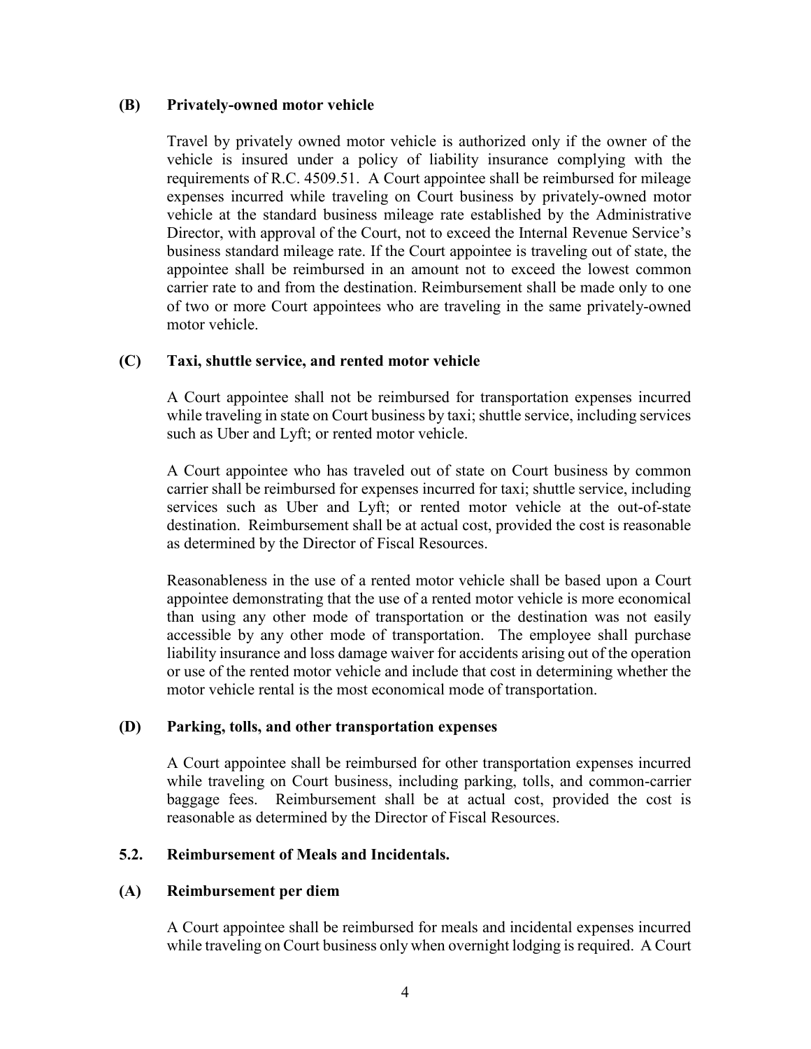### (B) Privately-owned motor vehicle

Travel by privately owned motor vehicle is authorized only if the owner of the vehicle is insured under a policy of liability insurance complying with the requirements of R.C. 4509.51. A Court appointee shall be reimbursed for mileage expenses incurred while traveling on Court business by privately-owned motor vehicle at the standard business mileage rate established by the Administrative Director, with approval of the Court, not to exceed the Internal Revenue Service's business standard mileage rate. If the Court appointee is traveling out of state, the appointee shall be reimbursed in an amount not to exceed the lowest common carrier rate to and from the destination. Reimbursement shall be made only to one of two or more Court appointees who are traveling in the same privately-owned motor vehicle.

### (C) Taxi, shuttle service, and rented motor vehicle

A Court appointee shall not be reimbursed for transportation expenses incurred while traveling in state on Court business by taxi; shuttle service, including services such as Uber and Lyft; or rented motor vehicle.

A Court appointee who has traveled out of state on Court business by common carrier shall be reimbursed for expenses incurred for taxi; shuttle service, including services such as Uber and Lyft; or rented motor vehicle at the out-of-state destination. Reimbursement shall be at actual cost, provided the cost is reasonable as determined by the Director of Fiscal Resources.

Reasonableness in the use of a rented motor vehicle shall be based upon a Court appointee demonstrating that the use of a rented motor vehicle is more economical than using any other mode of transportation or the destination was not easily accessible by any other mode of transportation. The employee shall purchase liability insurance and loss damage waiver for accidents arising out of the operation or use of the rented motor vehicle and include that cost in determining whether the motor vehicle rental is the most economical mode of transportation.

### (D) Parking, tolls, and other transportation expenses

A Court appointee shall be reimbursed for other transportation expenses incurred while traveling on Court business, including parking, tolls, and common-carrier baggage fees. Reimbursement shall be at actual cost, provided the cost is reasonable as determined by the Director of Fiscal Resources.

## 5.2. Reimbursement of Meals and Incidentals.

### (A) Reimbursement per diem

A Court appointee shall be reimbursed for meals and incidental expenses incurred while traveling on Court business only when overnight lodging is required. A Court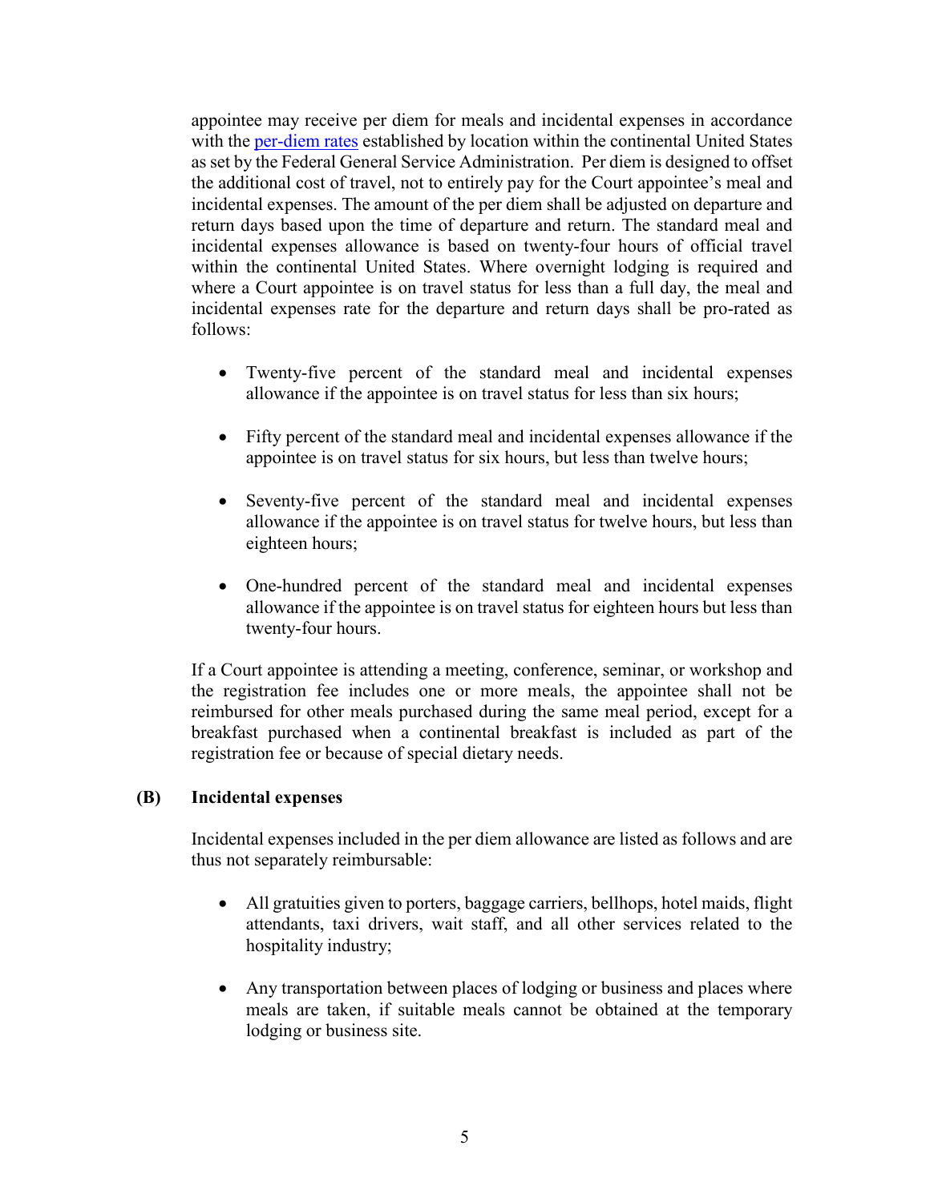appointee may receive per diem for meals and incidental expenses in accordance with the [per-diem rates]() established by location within the continental United States as set by the Federal General Service Administration. Per diem is designed to offset the additional cost of travel, not to entirely pay for the Court appointee's meal and incidental expenses. The amount of the per diem shall be adjusted on departure and return days based upon the time of departure and return. The standard meal and incidental expenses allowance is based on twenty-four hours of official travel within the continental United States. Where overnight lodging is required and where a Court appointee is on travel status for less than a full day, the meal and incidental expenses rate for the departure and return days shall be pro-rated as follows:

- Twenty-five percent of the standard meal and incidental expenses allowance if the appointee is on travel status for less than six hours;
- Fifty percent of the standard meal and incidental expenses allowance if the appointee is on travel status for six hours, but less than twelve hours;
- Seventy-five percent of the standard meal and incidental expenses allowance if the appointee is on travel status for twelve hours, but less than eighteen hours;
- One-hundred percent of the standard meal and incidental expenses allowance if the appointee is on travel status for eighteen hours but less than twenty-four hours.

If a Court appointee is attending a meeting, conference, seminar, or workshop and the registration fee includes one or more meals, the appointee shall not be reimbursed for other meals purchased during the same meal period, except for a breakfast purchased when a continental breakfast is included as part of the registration fee or because of special dietary needs.

**(B) Incidental expenses**

Incidental expenses included in the per diem allowance are listed as follows and are thus not separately reimbursable:

- All gratuities given to porters, baggage carriers, bellhops, hotel maids, flight attendants, taxi drivers, wait staff, and all other services related to the hospitality industry;
- Any transportation between places of lodging or business and places where meals are taken, if suitable meals cannot be obtained at the temporary lodging or business site.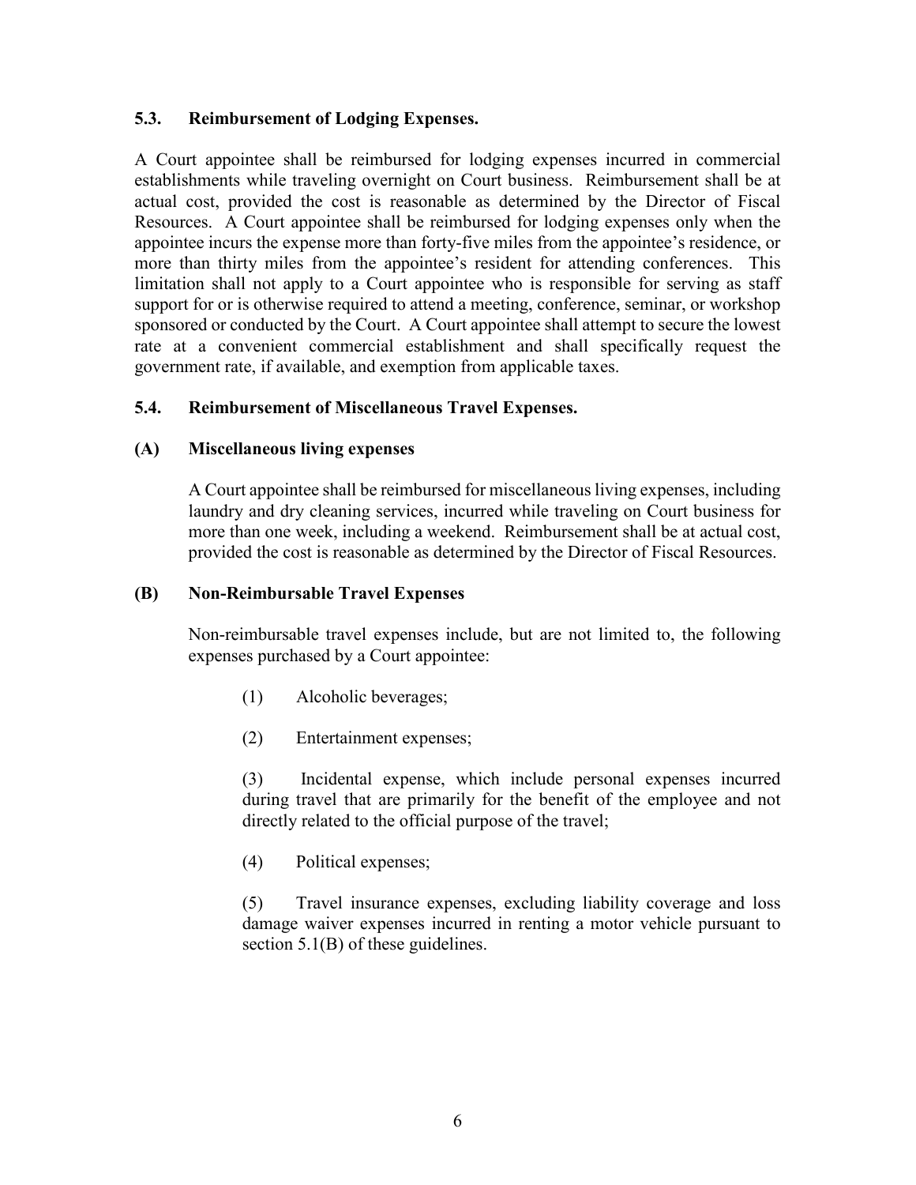### 5.3. Reimbursement of Lodging Expenses.

A Court appointee shall be reimbursed for lodging expenses incurred in commercial establishments while traveling overnight on Court business. Reimbursement shall be at actual cost, provided the cost is reasonable as determined by the Director of Fiscal Resources. A Court appointee shall be reimbursed for lodging expenses only when the appointee incurs the expense more than forty-five miles from the appointee's residence, or more than thirty miles from the appointee's resident for attending conferences. This limitation shall not apply to a Court appointee who is responsible for serving as staff support for or is otherwise required to attend a meeting, conference, seminar, or workshop sponsored or conducted by the Court. A Court appointee shall attempt to secure the lowest rate at a convenient commercial establishment and shall specifically request the government rate, if available, and exemption from applicable taxes.

### 5.4. Reimbursement of Miscellaneous Travel Expenses.

#### (A) Miscellaneous living expenses

A Court appointee shall be reimbursed for miscellaneous living expenses, including laundry and dry cleaning services, incurred while traveling on Court business for more than one week, including a weekend. Reimbursement shall be at actual cost, provided the cost is reasonable as determined by the Director of Fiscal Resources.

#### (B) Non-Reimbursable Travel Expenses

Non-reimbursable travel expenses include, but are not limited to, the following expenses purchased by a Court appointee:

(1) Alcoholic beverages;

(2) Entertainment expenses;

(3) Incidental expense, which include personal expenses incurred during travel that are primarily for the benefit of the employee and not directly related to the official purpose of the travel;

(4) Political expenses;

(5) Travel insurance expenses, excluding liability coverage and loss damage waiver expenses incurred in renting a motor vehicle pursuant to section 5.1(B) of these guidelines.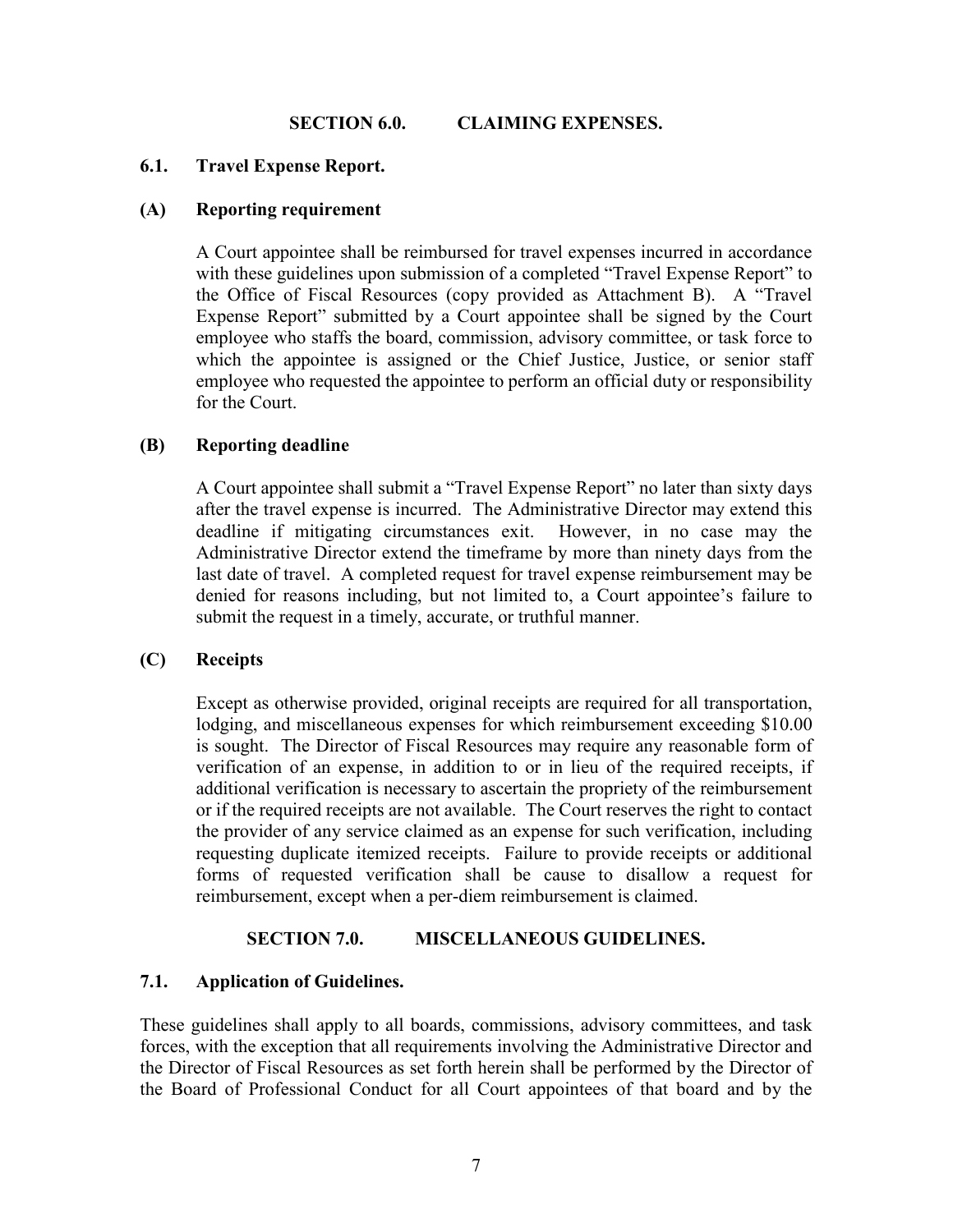## SECTION 6.0. CLAIMING EXPENSES.

### 6.1. Travel Expense Report.

#### (A) Reporting requirement

A Court appointee shall be reimbursed for travel expenses incurred in accordance with these guidelines upon submission of a completed "Travel Expense Report" to the Office of Fiscal Resources (copy provided as Attachment B). A "Travel Expense Report" submitted by a Court appointee shall be signed by the Court employee who staffs the board, commission, advisory committee, or task force to which the appointee is assigned or the Chief Justice, Justice, or senior staff employee who requested the appointee to perform an official duty or responsibility for the Court.

#### (B) Reporting deadline

A Court appointee shall submit a "Travel Expense Report" no later than sixty days after the travel expense is incurred. The Administrative Director may extend this deadline if mitigating circumstances exit. However, in no case may the Administrative Director extend the timeframe by more than ninety days from the last date of travel. A completed request for travel expense reimbursement may be denied for reasons including, but not limited to, a Court appointee's failure to submit the request in a timely, accurate, or truthful manner.

#### (C) Receipts

Except as otherwise provided, original receipts are required for all transportation, lodging, and miscellaneous expenses for which reimbursement exceeding $10.00 is sought. The Director of Fiscal Resources may require any reasonable form of verification of an expense, in addition to or in lieu of the required receipts, if additional verification is necessary to ascertain the propriety of the reimbursement or if the required receipts are not available. The Court reserves the right to contact the provider of any service claimed as an expense for such verification, including requesting duplicate itemized receipts. Failure to provide receipts or additional forms of requested verification shall be cause to disallow a request for reimbursement, except when a per-diem reimbursement is claimed.

## SECTION 7.0. MISCELLANEOUS GUIDELINES.

### 7.1. Application of Guidelines.

These guidelines shall apply to all boards, commissions, advisory committees, and task forces, with the exception that all requirements involving the Administrative Director and the Director of Fiscal Resources as set forth herein shall be performed by the Director of the Board of Professional Conduct for all Court appointees of that board and by the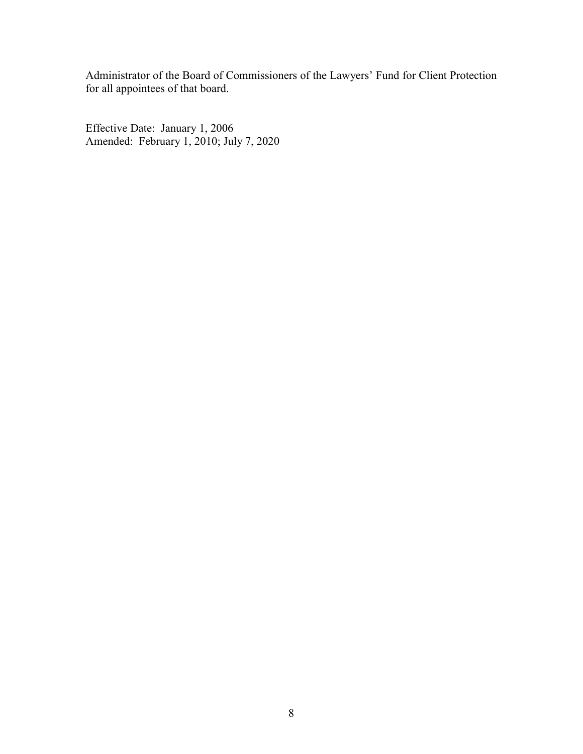Administrator of the Board of Commissioners of the Lawyers' Fund for Client Protection for all appointees of that board.

Effective Date: January 1, 2006
Amended: February 1, 2010; July 7, 2020